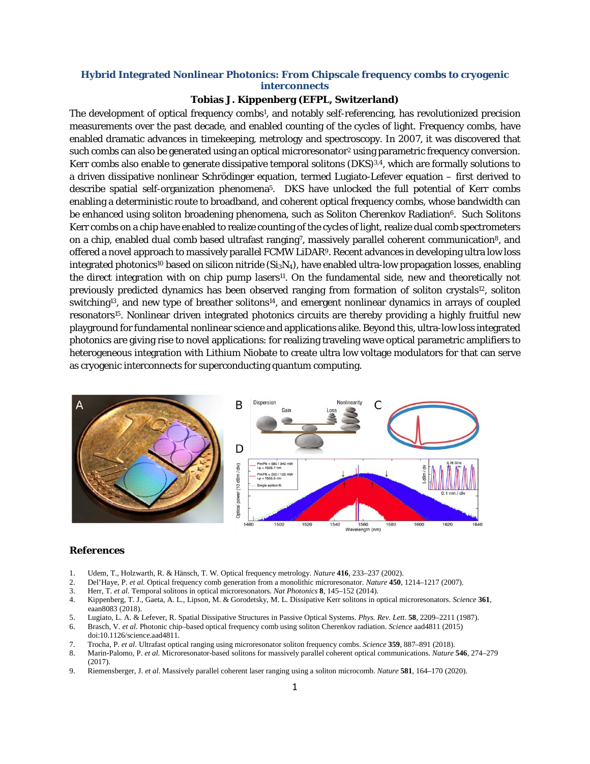# Hybrid Integrated Nonlinear Photonics: From Chipscale frequency combs to cryogenic interconnects

**Tobias J. Kippenberg (EFPL, Switzerland)**

The development of optical frequency combs[1], and notably self-referencing, has revolutionized precision measurements over the past decade, and enabled counting of the cycles of light. Frequency combs, have enabled dramatic advances in timekeeping, metrology and spectroscopy. In 2007, it was discovered that such combs can also be generated using an optical microresonator[2] using parametric frequency conversion. Kerr combs also enable to generate dissipative temporal solitons (DKS)[3,4], which are formally solutions to a driven dissipative nonlinear Schrödinger equation, termed Lugiato-Lefever equation – first derived to describe spatial self-organization phenomena[5]. DKS have unlocked the full potential of Kerr combs enabling a deterministic route to broadband, and coherent optical frequency combs, whose bandwidth can be enhanced using soliton broadening phenomena, such as Soliton Cherenkov Radiation[6]. Such Solitons Kerr combs on a chip have enabled to realize counting of the cycles of light, realize dual comb spectrometers on a chip, enabled dual comb based ultrafast ranging[7], massively parallel coherent communication[8], and offered a novel approach to massively parallel FCMW LiDAR[9]. Recent advances in developing ultra low loss integrated photonics[10] based on silicon nitride ($Si_3N_4$), have enabled ultra-low propagation losses, enabling the direct integration with on chip pump lasers[11]. On the fundamental side, new and theoretically not previously predicted dynamics has been observed ranging from formation of soliton crystals[12], soliton switching[13], and new type of breather solitons[14], and emergent nonlinear dynamics in arrays of coupled resonators[15]. Nonlinear driven integrated photonics circuits are thereby providing a highly fruitful new playground for fundamental nonlinear science and applications alike. Beyond this, ultra-low loss integrated photonics are giving rise to novel applications: for realizing traveling wave optical parametric amplifiers to heterogeneous integration with Lithium Niobate to create ultra low voltage modulators for that can serve as cryogenic interconnects for superconducting quantum computing.

## References

1. Udem, T., Holzwarth, R. & Hänsch, T. W. Optical frequency metrology. *Nature* **416**, 233–237 (2002).
2. Del'Haye, P. *et al.* Optical frequency comb generation from a monolithic microresonator. *Nature* **450**, 1214–1217 (2007).
3. Herr, T. *et al.* Temporal solitons in optical microresonators. *Nat Photonics* **8**, 145–152 (2014).
4. Kippenberg, T. J., Gaeta, A. L., Lipson, M. & Gorodetsky, M. L. Dissipative Kerr solitons in optical microresonators. *Science* **361**, eaan8083 (2018).
5. Lugiato, L. A. & Lefever, R. Spatial Dissipative Structures in Passive Optical Systems. *Phys. Rev. Lett.* **58**, 2209–2211 (1987).
6. Brasch, V. *et al.* Photonic chip–based optical frequency comb using soliton Cherenkov radiation. *Science* aad4811 (2015) doi:10.1126/science.aad4811.
7. Trocha, P. *et al.* Ultrafast optical ranging using microresonator soliton frequency combs. *Science* **359**, 887–891 (2018).
8. Marin-Palomo, P. *et al.* Microresonator-based solitons for massively parallel coherent optical communications. *Nature* **546**, 274–279 (2017).
9. Riemensberger, J. *et al.* Massively parallel coherent laser ranging using a soliton microcomb. *Nature* **581**, 164–170 (2020).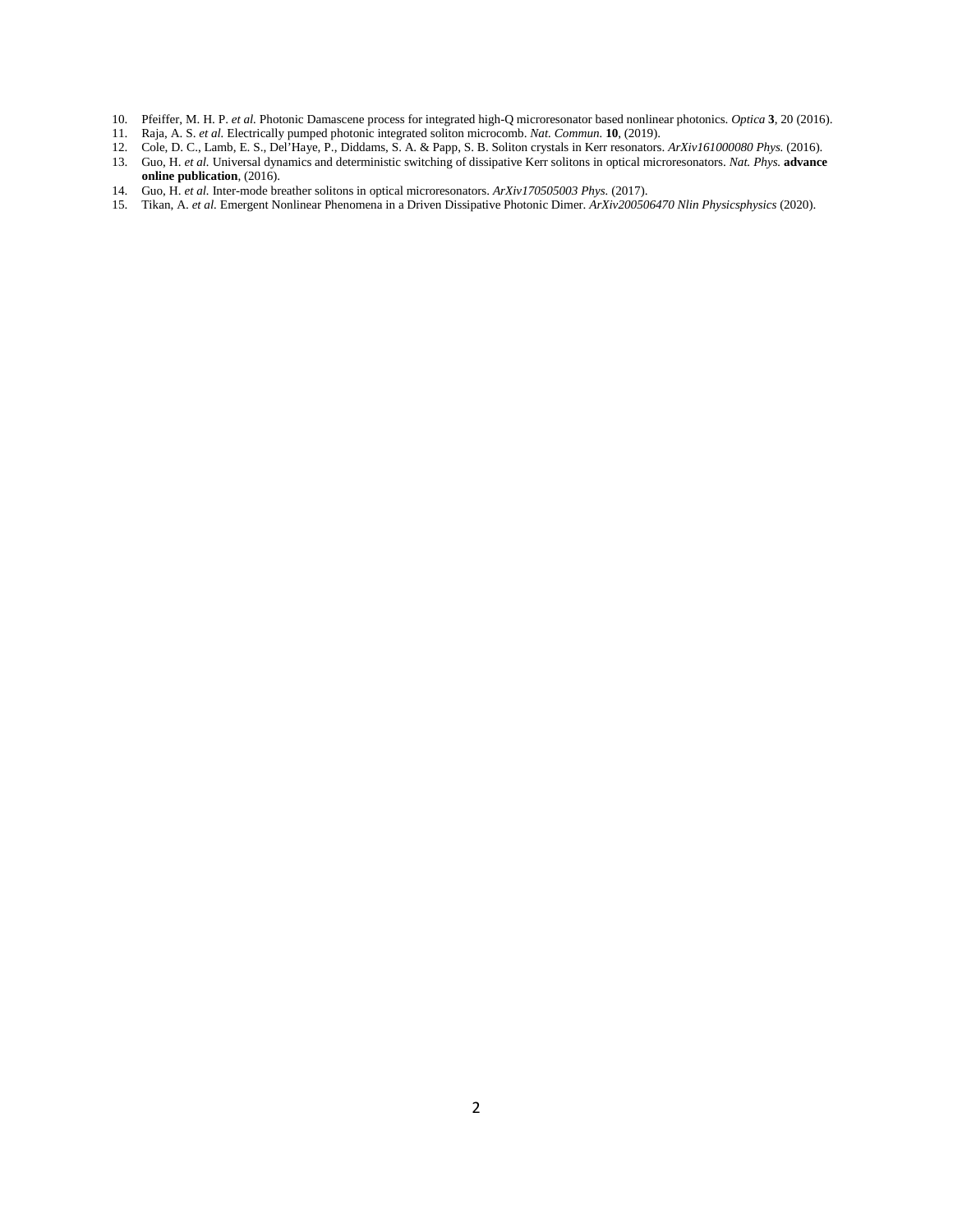10. Pfeiffer, M. H. P. *et al.* Photonic Damascene process for integrated high-Q microresonator based nonlinear photonics. *Optica* **3**, 20 (2016).
11. Raja, A. S. *et al.* Electrically pumped photonic integrated soliton microcomb. *Nat. Commun.* **10**, (2019).
12. Cole, D. C., Lamb, E. S., Del'Haye, P., Diddams, S. A. & Papp, S. B. Soliton crystals in Kerr resonators. *ArXiv161000080 Phys.* (2016).
13. Guo, H. *et al.* Universal dynamics and deterministic switching of dissipative Kerr solitons in optical microresonators. *Nat. Phys.* **advance online publication**, (2016).
14. Guo, H. *et al.* Inter-mode breather solitons in optical microresonators. *ArXiv170505003 Phys.* (2017).
15. Tikan, A. *et al.* Emergent Nonlinear Phenomena in a Driven Dissipative Photonic Dimer. *ArXiv200506470 Nlin Physicsphysics* (2020).